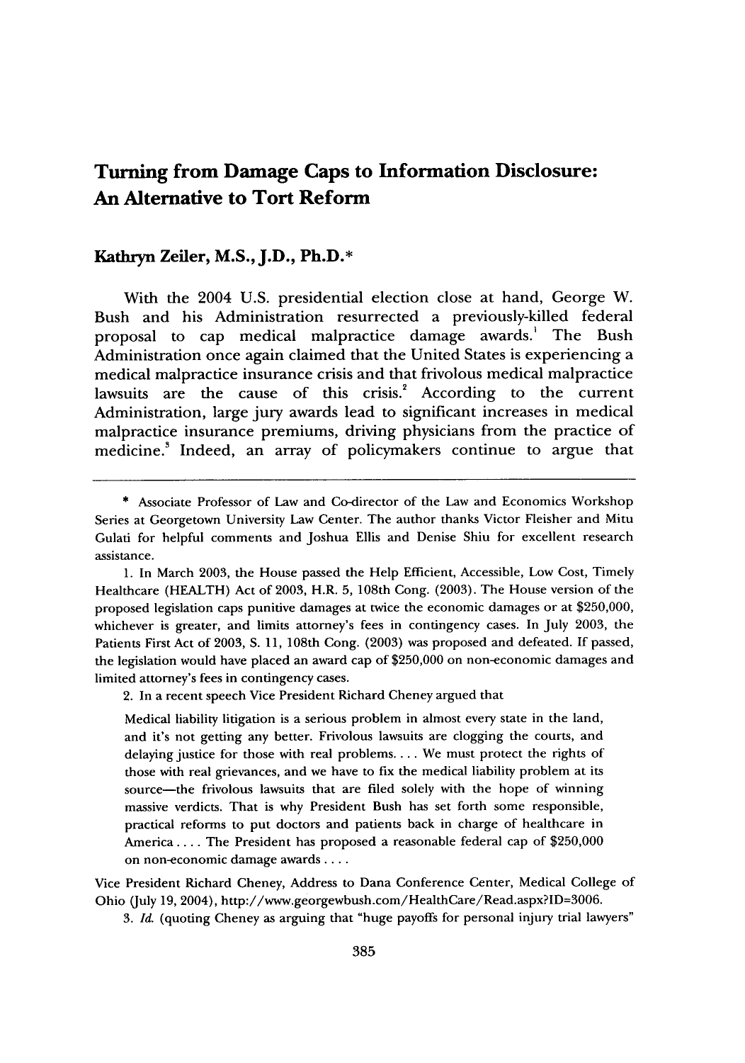# Turning from Damage Caps to Information Disclosure: An Alternative to Tort Reform

**Kathryn Zeiler, M.S., J.D., Ph.D.***

With the 2004 U.S. presidential election close at hand, George W. Bush and his Administration resurrected a previously-killed federal proposal to cap medical malpractice damage awards.[1] The Bush Administration once again claimed that the United States is experiencing a medical malpractice insurance crisis and that frivolous medical malpractice lawsuits are the cause of this crisis.[2] According to the current Administration, large jury awards lead to significant increases in medical malpractice insurance premiums, driving physicians from the practice of medicine.[3] Indeed, an array of policymakers continue to argue that

---

\* Associate Professor of Law and Co-director of the Law and Economics Workshop Series at Georgetown University Law Center. The author thanks Victor Fleisher and Mitu Gulati for helpful comments and Joshua Ellis and Denise Shiu for excellent research assistance.

1. In March 2003, the House passed the Help Efficient, Accessible, Low Cost, Timely Healthcare (HEALTH) Act of 2003, H.R. 5, 108th Cong. (2003). The House version of the proposed legislation caps punitive damages at twice the economic damages or at $250,000, whichever is greater, and limits attorney's fees in contingency cases. In July 2003, the Patients First Act of 2003, S. 11, 108th Cong. (2003) was proposed and defeated. If passed, the legislation would have placed an award cap of $250,000 on non-economic damages and limited attorney's fees in contingency cases.

2. In a recent speech Vice President Richard Cheney argued that

> Medical liability litigation is a serious problem in almost every state in the land, and it's not getting any better. Frivolous lawsuits are clogging the courts, and delaying justice for those with real problems. . . . We must protect the rights of those with real grievances, and we have to fix the medical liability problem at its source—the frivolous lawsuits that are filed solely with the hope of winning massive verdicts. That is why President Bush has set forth some responsible, practical reforms to put doctors and patients back in charge of healthcare in America . . . . The President has proposed a reasonable federal cap of $250,000 on non-economic damage awards . . . .

Vice President Richard Cheney, Address to Dana Conference Center, Medical College of Ohio (July 19, 2004), http://www.georgewbush.com/HealthCare/Read.aspx?ID=3006.

3. *Id.* (quoting Cheney as arguing that "huge payoffs for personal injury trial lawyers"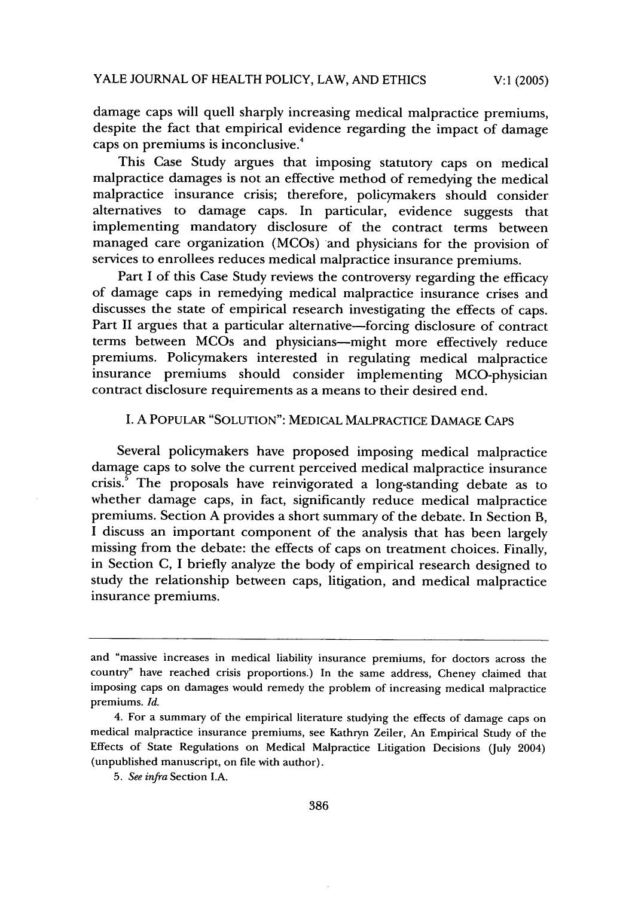damage caps will quell sharply increasing medical malpractice premiums, despite the fact that empirical evidence regarding the impact of damage caps on premiums is inconclusive.[4]

This Case Study argues that imposing statutory caps on medical malpractice damages is not an effective method of remedying the medical malpractice insurance crisis; therefore, policymakers should consider alternatives to damage caps. In particular, evidence suggests that implementing mandatory disclosure of the contract terms between managed care organization (MCOs) and physicians for the provision of services to enrollees reduces medical malpractice insurance premiums.

Part I of this Case Study reviews the controversy regarding the efficacy of damage caps in remedying medical malpractice insurance crises and discusses the state of empirical research investigating the effects of caps. Part II argues that a particular alternative—forcing disclosure of contract terms between MCOs and physicians—might more effectively reduce premiums. Policymakers interested in regulating medical malpractice insurance premiums should consider implementing MCO-physician contract disclosure requirements as a means to their desired end.

## I. A POPULAR "SOLUTION": MEDICAL MALPRACTICE DAMAGE CAPS

Several policymakers have proposed imposing medical malpractice damage caps to solve the current perceived medical malpractice insurance crisis.[5] The proposals have reinvigorated a long-standing debate as to whether damage caps, in fact, significantly reduce medical malpractice premiums. Section A provides a short summary of the debate. In Section B, I discuss an important component of the analysis that has been largely missing from the debate: the effects of caps on treatment choices. Finally, in Section C, I briefly analyze the body of empirical research designed to study the relationship between caps, litigation, and medical malpractice insurance premiums.

---

and "massive increases in medical liability insurance premiums, for doctors across the country" have reached crisis proportions.) In the same address, Cheney claimed that imposing caps on damages would remedy the problem of increasing medical malpractice premiums. *Id.*

4. For a summary of the empirical literature studying the effects of damage caps on medical malpractice insurance premiums, see Kathryn Zeiler, An Empirical Study of the Effects of State Regulations on Medical Malpractice Litigation Decisions (July 2004) (unpublished manuscript, on file with author).

5. *See infra* Section I.A.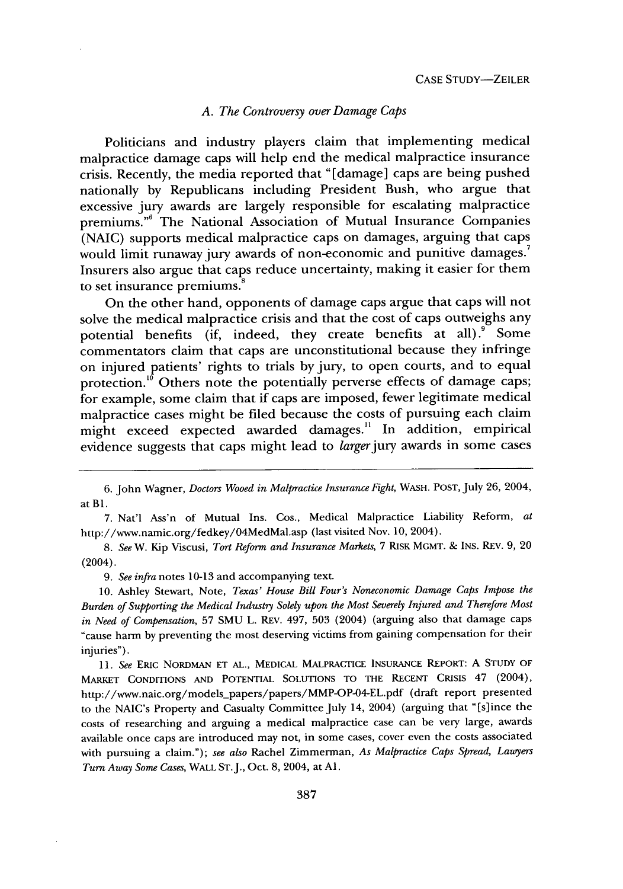### A. The Controversy over Damage Caps

Politicians and industry players claim that implementing medical malpractice damage caps will help end the medical malpractice insurance crisis. Recently, the media reported that "[damage] caps are being pushed nationally by Republicans including President Bush, who argue that excessive jury awards are largely responsible for escalating malpractice premiums."[6] The National Association of Mutual Insurance Companies (NAIC) supports medical malpractice caps on damages, arguing that caps would limit runaway jury awards of non-economic and punitive damages.[7] Insurers also argue that caps reduce uncertainty, making it easier for them to set insurance premiums.[8]

On the other hand, opponents of damage caps argue that caps will not solve the medical malpractice crisis and that the cost of caps outweighs any potential benefits (if, indeed, they create benefits at all).[9] Some commentators claim that caps are unconstitutional because they infringe on injured patients' rights to trials by jury, to open courts, and to equal protection.[10] Others note the potentially perverse effects of damage caps; for example, some claim that if caps are imposed, fewer legitimate medical malpractice cases might be filed because the costs of pursuing each claim might exceed expected awarded damages.[11] In addition, empirical evidence suggests that caps might lead to *larger* jury awards in some cases

---

6. John Wagner, *Doctors Wooed in Malpractice Insurance Fight*, WASH. POST, July 26, 2004, at B1.

7. Nat'l Ass'n of Mutual Ins. Cos., Medical Malpractice Liability Reform, *at* http://www.namic.org/fedkey/04MedMal.asp (last visited Nov. 10, 2004).

8. *See* W. Kip Viscusi, *Tort Reform and Insurance Markets*, 7 RISK MGMT. & INS. REV. 9, 20 (2004).

9. *See infra* notes 10-13 and accompanying text.

10. Ashley Stewart, Note, *Texas' House Bill Four's Noneconomic Damage Caps Impose the Burden of Supporting the Medical Industry Solely upon the Most Severely Injured and Therefore Most in Need of Compensation*, 57 SMU L. REV. 497, 503 (2004) (arguing also that damage caps "cause harm by preventing the most deserving victims from gaining compensation for their injuries").

11. *See* ERIC NORDMAN ET AL., MEDICAL MALPRACTICE INSURANCE REPORT: A STUDY OF MARKET CONDITIONS AND POTENTIAL SOLUTIONS TO THE RECENT CRISIS 47 (2004), http://www.naic.org/models_papers/papers/MMP-OP-04-EL.pdf (draft report presented to the NAIC's Property and Casualty Committee July 14, 2004) (arguing that "[s]ince the costs of researching and arguing a medical malpractice case can be very large, awards available once caps are introduced may not, in some cases, cover even the costs associated with pursuing a claim."); *see also* Rachel Zimmerman, *As Malpractice Caps Spread, Lawyers Turn Away Some Cases*, WALL ST. J., Oct. 8, 2004, at A1.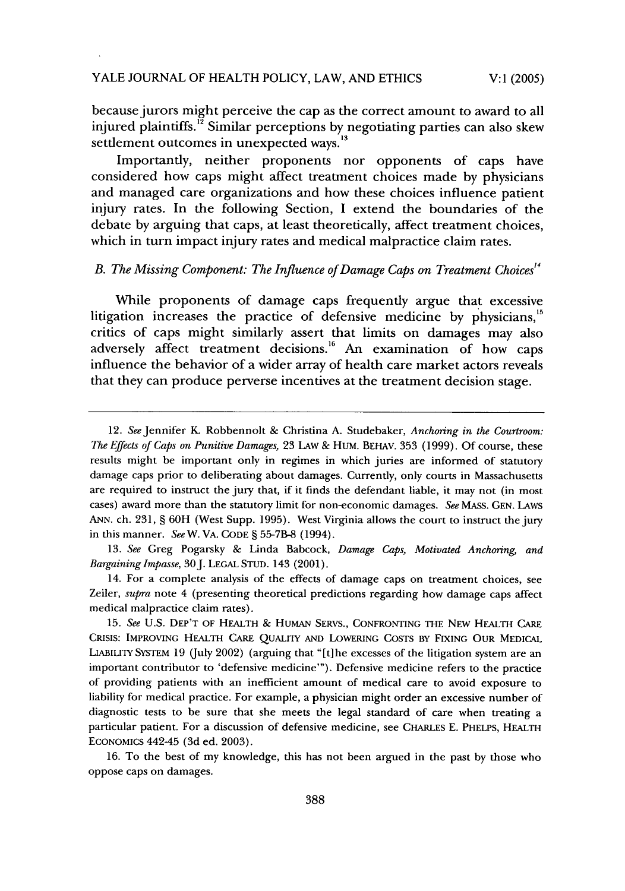because jurors might perceive the cap as the correct amount to award to all injured plaintiffs.[12] Similar perceptions by negotiating parties can also skew settlement outcomes in unexpected ways.[13]

Importantly, neither proponents nor opponents of caps have considered how caps might affect treatment choices made by physicians and managed care organizations and how these choices influence patient injury rates. In the following Section, I extend the boundaries of the debate by arguing that caps, at least theoretically, affect treatment choices, which in turn impact injury rates and medical malpractice claim rates.

### *B. The Missing Component: The Influence of Damage Caps on Treatment Choices*[14]

While proponents of damage caps frequently argue that excessive litigation increases the practice of defensive medicine by physicians,[15] critics of caps might similarly assert that limits on damages may also adversely affect treatment decisions.[16] An examination of how caps influence the behavior of a wider array of health care market actors reveals that they can produce perverse incentives at the treatment decision stage.

---

12. *See* Jennifer K. Robbennolt & Christina A. Studebaker, *Anchoring in the Courtroom: The Effects of Caps on Punitive Damages*, 23 LAW & HUM. BEHAV. 353 (1999). Of course, these results might be important only in regimes in which juries are informed of statutory damage caps prior to deliberating about damages. Currently, only courts in Massachusetts are required to instruct the jury that, if it finds the defendant liable, it may not (in most cases) award more than the statutory limit for non-economic damages. *See* MASS. GEN. LAWS ANN. ch. 231, § 60H (West Supp. 1995). West Virginia allows the court to instruct the jury in this manner. *See* W. VA. CODE § 55-7B-8 (1994).

13. *See* Greg Pogarsky & Linda Babcock, *Damage Caps, Motivated Anchoring, and Bargaining Impasse*, 30 J. LEGAL STUD. 143 (2001).

14. For a complete analysis of the effects of damage caps on treatment choices, see Zeiler, *supra* note 4 (presenting theoretical predictions regarding how damage caps affect medical malpractice claim rates).

15. *See* U.S. DEP'T OF HEALTH & HUMAN SERVS., CONFRONTING THE NEW HEALTH CARE CRISIS: IMPROVING HEALTH CARE QUALITY AND LOWERING COSTS BY FIXING OUR MEDICAL LIABILITY SYSTEM 19 (July 2002) (arguing that "[t]he excesses of the litigation system are an important contributor to 'defensive medicine'"). Defensive medicine refers to the practice of providing patients with an inefficient amount of medical care to avoid exposure to liability for medical practice. For example, a physician might order an excessive number of diagnostic tests to be sure that she meets the legal standard of care when treating a particular patient. For a discussion of defensive medicine, see CHARLES E. PHELPS, HEALTH ECONOMICS 442-45 (3d ed. 2003).

16. To the best of my knowledge, this has not been argued in the past by those who oppose caps on damages.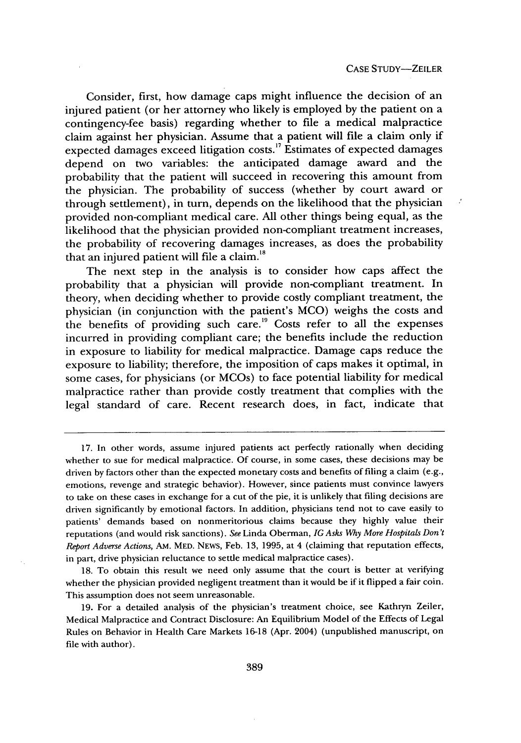Consider, first, how damage caps might influence the decision of an injured patient (or her attorney who likely is employed by the patient on a contingency-fee basis) regarding whether to file a medical malpractice claim against her physician. Assume that a patient will file a claim only if expected damages exceed litigation costs.[17] Estimates of expected damages depend on two variables: the anticipated damage award and the probability that the patient will succeed in recovering this amount from the physician. The probability of success (whether by court award or through settlement), in turn, depends on the likelihood that the physician provided non-compliant medical care. All other things being equal, as the likelihood that the physician provided non-compliant treatment increases, the probability of recovering damages increases, as does the probability that an injured patient will file a claim.[18]

The next step in the analysis is to consider how caps affect the probability that a physician will provide non-compliant treatment. In theory, when deciding whether to provide costly compliant treatment, the physician (in conjunction with the patient's MCO) weighs the costs and the benefits of providing such care.[19] Costs refer to all the expenses incurred in providing compliant care; the benefits include the reduction in exposure to liability for medical malpractice. Damage caps reduce the exposure to liability; therefore, the imposition of caps makes it optimal, in some cases, for physicians (or MCOs) to face potential liability for medical malpractice rather than provide costly treatment that complies with the legal standard of care. Recent research does, in fact, indicate that

---

17. In other words, assume injured patients act perfectly rationally when deciding whether to sue for medical malpractice. Of course, in some cases, these decisions may be driven by factors other than the expected monetary costs and benefits of filing a claim (e.g., emotions, revenge and strategic behavior). However, since patients must convince lawyers to take on these cases in exchange for a cut of the pie, it is unlikely that filing decisions are driven significantly by emotional factors. In addition, physicians tend not to cave easily to patients' demands based on nonmeritorious claims because they highly value their reputations (and would risk sanctions). *See* Linda Oberman, *IG Asks Why More Hospitals Don't Report Adverse Actions*, AM. MED. NEWS, Feb. 13, 1995, at 4 (claiming that reputation effects, in part, drive physician reluctance to settle medical malpractice cases).

18. To obtain this result we need only assume that the court is better at verifying whether the physician provided negligent treatment than it would be if it flipped a fair coin. This assumption does not seem unreasonable.

19. For a detailed analysis of the physician's treatment choice, see Kathryn Zeiler, Medical Malpractice and Contract Disclosure: An Equilibrium Model of the Effects of Legal Rules on Behavior in Health Care Markets 16-18 (Apr. 2004) (unpublished manuscript, on file with author).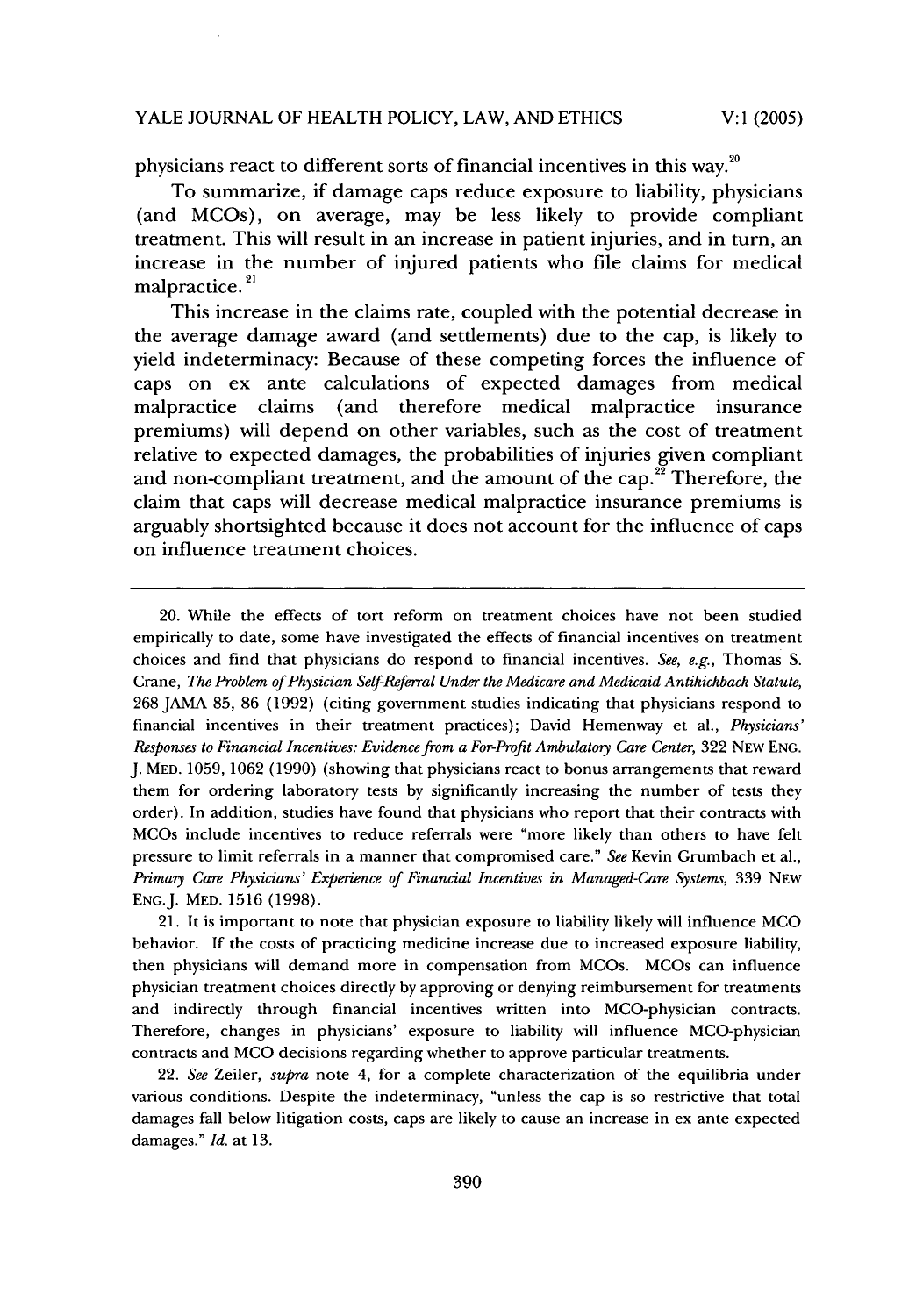physicians react to different sorts of financial incentives in this way.[20]

To summarize, if damage caps reduce exposure to liability, physicians (and MCOs), on average, may be less likely to provide compliant treatment. This will result in an increase in patient injuries, and in turn, an increase in the number of injured patients who file claims for medical malpractice.[21]

This increase in the claims rate, coupled with the potential decrease in the average damage award (and settlements) due to the cap, is likely to yield indeterminacy: Because of these competing forces the influence of caps on ex ante calculations of expected damages from medical malpractice claims (and therefore medical malpractice insurance premiums) will depend on other variables, such as the cost of treatment relative to expected damages, the probabilities of injuries given compliant and non-compliant treatment, and the amount of the cap.[22] Therefore, the claim that caps will decrease medical malpractice insurance premiums is arguably shortsighted because it does not account for the influence of caps on influence treatment choices.

---

20. While the effects of tort reform on treatment choices have not been studied empirically to date, some have investigated the effects of financial incentives on treatment choices and find that physicians do respond to financial incentives. *See, e.g.*, Thomas S. Crane, *The Problem of Physician Self-Referral Under the Medicare and Medicaid Antikickback Statute*, 268 JAMA 85, 86 (1992) (citing government studies indicating that physicians respond to financial incentives in their treatment practices); David Hemenway et al., *Physicians' Responses to Financial Incentives: Evidence from a For-Profit Ambulatory Care Center*, 322 NEW ENG. J. MED. 1059, 1062 (1990) (showing that physicians react to bonus arrangements that reward them for ordering laboratory tests by significantly increasing the number of tests they order). In addition, studies have found that physicians who report that their contracts with MCOs include incentives to reduce referrals were "more likely than others to have felt pressure to limit referrals in a manner that compromised care." *See* Kevin Grumbach et al., *Primary Care Physicians' Experience of Financial Incentives in Managed-Care Systems*, 339 NEW ENG. J. MED. 1516 (1998).

21. It is important to note that physician exposure to liability likely will influence MCO behavior. If the costs of practicing medicine increase due to increased exposure liability, then physicians will demand more in compensation from MCOs. MCOs can influence physician treatment choices directly by approving or denying reimbursement for treatments and indirectly through financial incentives written into MCO-physician contracts. Therefore, changes in physicians' exposure to liability will influence MCO-physician contracts and MCO decisions regarding whether to approve particular treatments.

22. *See* Zeiler, *supra* note 4, for a complete characterization of the equilibria under various conditions. Despite the indeterminacy, "unless the cap is so restrictive that total damages fall below litigation costs, caps are likely to cause an increase in ex ante expected damages." *Id.* at 13.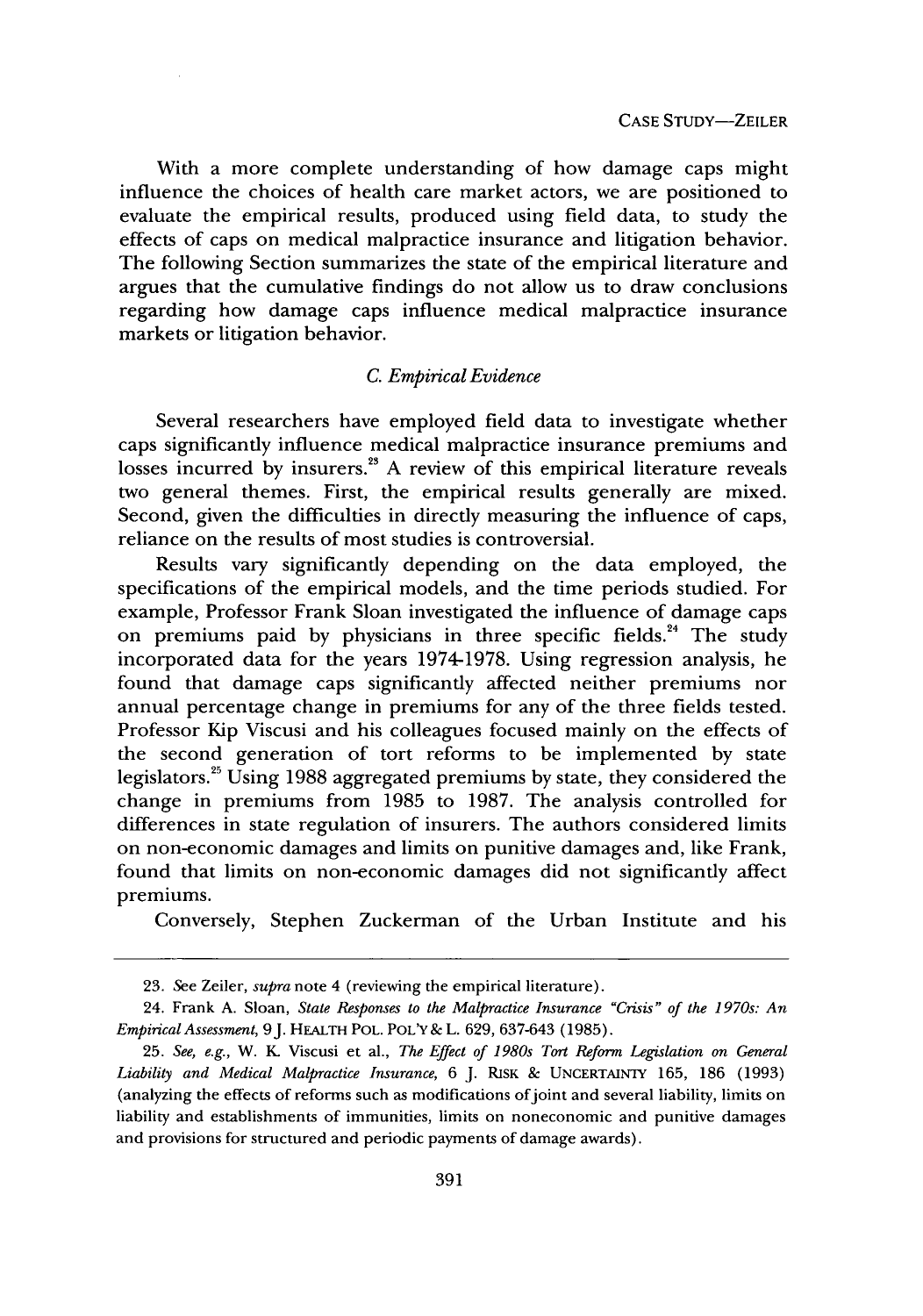With a more complete understanding of how damage caps might influence the choices of health care market actors, we are positioned to evaluate the empirical results, produced using field data, to study the effects of caps on medical malpractice insurance and litigation behavior. The following Section summarizes the state of the empirical literature and argues that the cumulative findings do not allow us to draw conclusions regarding how damage caps influence medical malpractice insurance markets or litigation behavior.

### *C. Empirical Evidence*

Several researchers have employed field data to investigate whether caps significantly influence medical malpractice insurance premiums and losses incurred by insurers.[23] A review of this empirical literature reveals two general themes. First, the empirical results generally are mixed. Second, given the difficulties in directly measuring the influence of caps, reliance on the results of most studies is controversial.

Results vary significantly depending on the data employed, the specifications of the empirical models, and the time periods studied. For example, Professor Frank Sloan investigated the influence of damage caps on premiums paid by physicians in three specific fields.[24] The study incorporated data for the years 1974-1978. Using regression analysis, he found that damage caps significantly affected neither premiums nor annual percentage change in premiums for any of the three fields tested. Professor Kip Viscusi and his colleagues focused mainly on the effects of the second generation of tort reforms to be implemented by state legislators.[25] Using 1988 aggregated premiums by state, they considered the change in premiums from 1985 to 1987. The analysis controlled for differences in state regulation of insurers. The authors considered limits on non-economic damages and limits on punitive damages and, like Frank, found that limits on non-economic damages did not significantly affect premiums.

Conversely, Stephen Zuckerman of the Urban Institute and his

---

23. *See* Zeiler, *supra* note 4 (reviewing the empirical literature).

24. Frank A. Sloan, *State Responses to the Malpractice Insurance "Crisis" of the 1970s: An Empirical Assessment*, 9 J. HEALTH POL. POL'Y & L. 629, 637-643 (1985).

25. *See, e.g.*, W. K. Viscusi et al., *The Effect of 1980s Tort Reform Legislation on General Liability and Medical Malpractice Insurance*, 6 J. RISK & UNCERTAINTY 165, 186 (1993) (analyzing the effects of reforms such as modifications of joint and several liability, limits on liability and establishments of immunities, limits on noneconomic and punitive damages and provisions for structured and periodic payments of damage awards).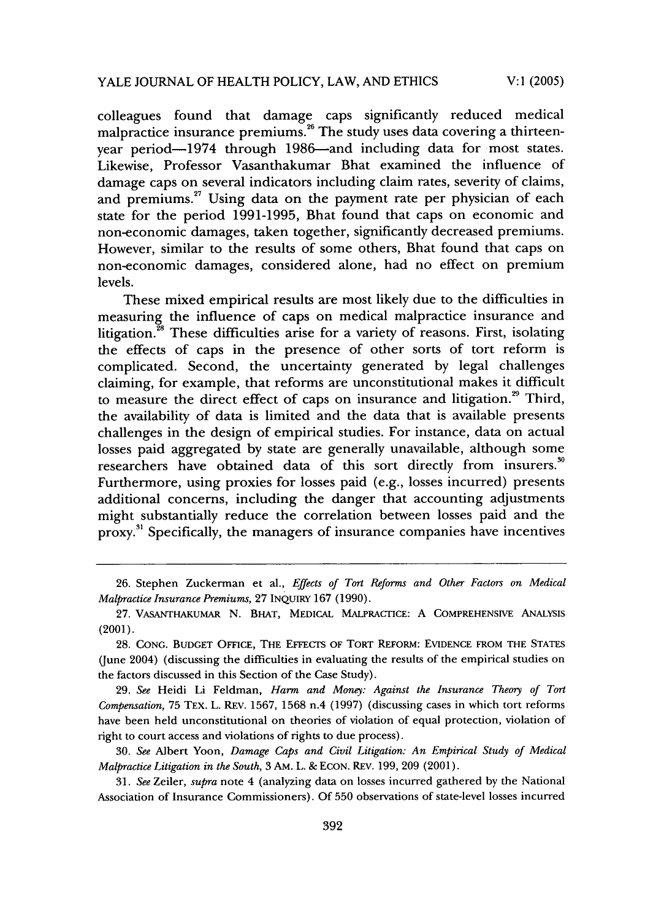colleagues found that damage caps significantly reduced medical malpractice insurance premiums.[26] The study uses data covering a thirteen-year period—1974 through 1986—and including data for most states. Likewise, Professor Vasanthakumar Bhat examined the influence of damage caps on several indicators including claim rates, severity of claims, and premiums.[27] Using data on the payment rate per physician of each state for the period 1991-1995, Bhat found that caps on economic and non-economic damages, taken together, significantly decreased premiums. However, similar to the results of some others, Bhat found that caps on non-economic damages, considered alone, had no effect on premium levels.

These mixed empirical results are most likely due to the difficulties in measuring the influence of caps on medical malpractice insurance and litigation.[28] These difficulties arise for a variety of reasons. First, isolating the effects of caps in the presence of other sorts of tort reform is complicated. Second, the uncertainty generated by legal challenges claiming, for example, that reforms are unconstitutional makes it difficult to measure the direct effect of caps on insurance and litigation.[29] Third, the availability of data is limited and the data that is available presents challenges in the design of empirical studies. For instance, data on actual losses paid aggregated by state are generally unavailable, although some researchers have obtained data of this sort directly from insurers.[30] Furthermore, using proxies for losses paid (e.g., losses incurred) presents additional concerns, including the danger that accounting adjustments might substantially reduce the correlation between losses paid and the proxy.[31] Specifically, the managers of insurance companies have incentives

---

26. Stephen Zuckerman et al., *Effects of Tort Reforms and Other Factors on Medical Malpractice Insurance Premiums*, 27 INQUIRY 167 (1990).

27. VASANTHAKUMAR N. BHAT, MEDICAL MALPRACTICE: A COMPREHENSIVE ANALYSIS (2001).

28. CONG. BUDGET OFFICE, THE EFFECTS OF TORT REFORM: EVIDENCE FROM THE STATES (June 2004) (discussing the difficulties in evaluating the results of the empirical studies on the factors discussed in this Section of the Case Study).

29. *See* Heidi Li Feldman, *Harm and Money: Against the Insurance Theory of Tort Compensation*, 75 TEX. L. REV. 1567, 1568 n.4 (1997) (discussing cases in which tort reforms have been held unconstitutional on theories of violation of equal protection, violation of right to court access and violations of rights to due process).

30. *See* Albert Yoon, *Damage Caps and Civil Litigation: An Empirical Study of Medical Malpractice Litigation in the South*, 3 AM. L. & ECON. REV. 199, 209 (2001).

31. *See* Zeiler, *supra* note 4 (analyzing data on losses incurred gathered by the National Association of Insurance Commissioners). Of 550 observations of state-level losses incurred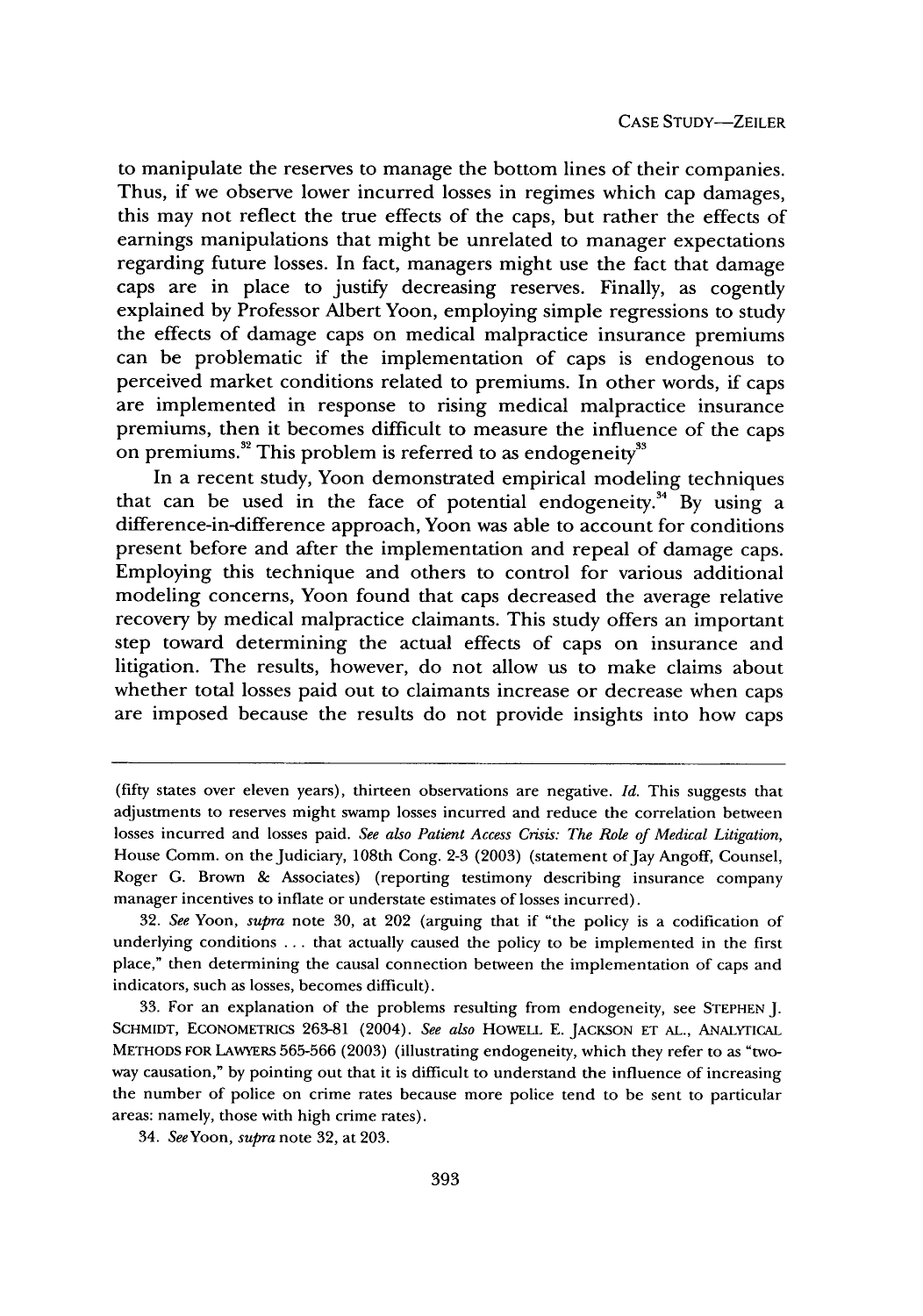to manipulate the reserves to manage the bottom lines of their companies. Thus, if we observe lower incurred losses in regimes which cap damages, this may not reflect the true effects of the caps, but rather the effects of earnings manipulations that might be unrelated to manager expectations regarding future losses. In fact, managers might use the fact that damage caps are in place to justify decreasing reserves. Finally, as cogently explained by Professor Albert Yoon, employing simple regressions to study the effects of damage caps on medical malpractice insurance premiums can be problematic if the implementation of caps is endogenous to perceived market conditions related to premiums. In other words, if caps are implemented in response to rising medical malpractice insurance premiums, then it becomes difficult to measure the influence of the caps on premiums.[32] This problem is referred to as endogeneity[33]

In a recent study, Yoon demonstrated empirical modeling techniques that can be used in the face of potential endogeneity.[34] By using a difference-in-difference approach, Yoon was able to account for conditions present before and after the implementation and repeal of damage caps. Employing this technique and others to control for various additional modeling concerns, Yoon found that caps decreased the average relative recovery by medical malpractice claimants. This study offers an important step toward determining the actual effects of caps on insurance and litigation. The results, however, do not allow us to make claims about whether total losses paid out to claimants increase or decrease when caps are imposed because the results do not provide insights into how caps

---

(fifty states over eleven years), thirteen observations are negative. *Id.* This suggests that adjustments to reserves might swamp losses incurred and reduce the correlation between losses incurred and losses paid. *See also Patient Access Crisis: The Role of Medical Litigation*, House Comm. on the Judiciary, 108th Cong. 2-3 (2003) (statement of Jay Angoff, Counsel, Roger G. Brown & Associates) (reporting testimony describing insurance company manager incentives to inflate or understate estimates of losses incurred).

32. *See* Yoon, *supra* note 30, at 202 (arguing that if "the policy is a codification of underlying conditions ... that actually caused the policy to be implemented in the first place," then determining the causal connection between the implementation of caps and indicators, such as losses, becomes difficult).

33. For an explanation of the problems resulting from endogeneity, see STEPHEN J. SCHMIDT, ECONOMETRICS 263-81 (2004). *See also* HOWELL E. JACKSON ET AL., ANALYTICAL METHODS FOR LAWYERS 565-566 (2003) (illustrating endogeneity, which they refer to as "two-way causation," by pointing out that it is difficult to understand the influence of increasing the number of police on crime rates because more police tend to be sent to particular areas: namely, those with high crime rates).

34. *See* Yoon, *supra* note 32, at 203.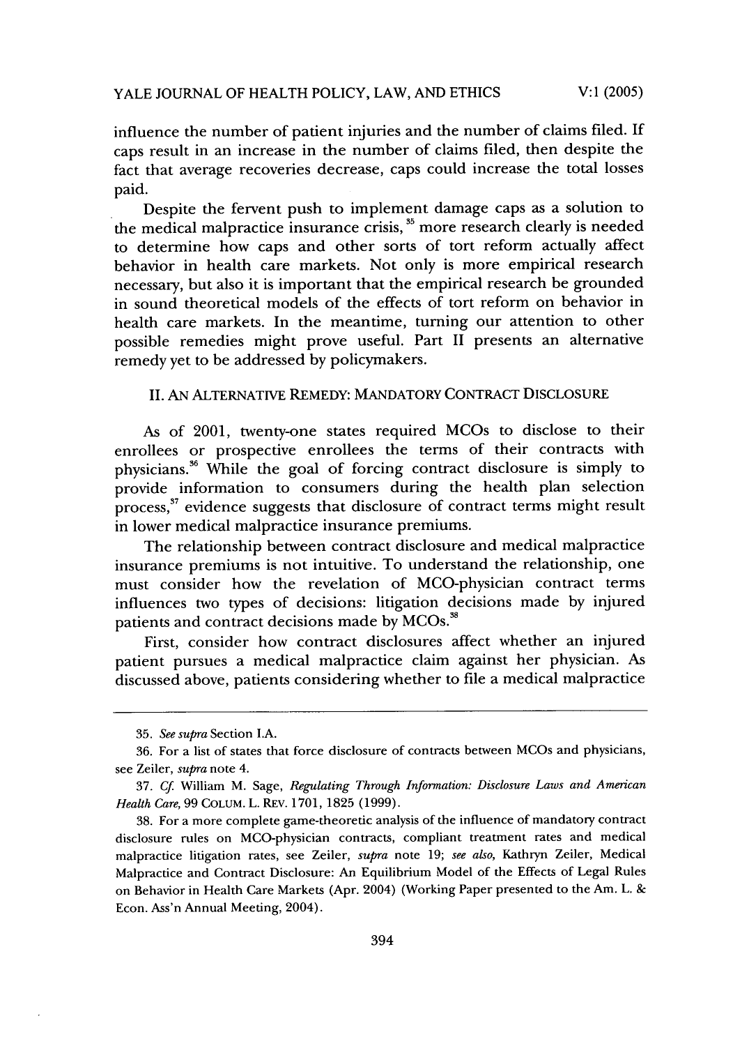influence the number of patient injuries and the number of claims filed. If caps result in an increase in the number of claims filed, then despite the fact that average recoveries decrease, caps could increase the total losses paid.

Despite the fervent push to implement damage caps as a solution to the medical malpractice insurance crisis,[35] more research clearly is needed to determine how caps and other sorts of tort reform actually affect behavior in health care markets. Not only is more empirical research necessary, but also it is important that the empirical research be grounded in sound theoretical models of the effects of tort reform on behavior in health care markets. In the meantime, turning our attention to other possible remedies might prove useful. Part II presents an alternative remedy yet to be addressed by policymakers.

## II. AN ALTERNATIVE REMEDY: MANDATORY CONTRACT DISCLOSURE

As of 2001, twenty-one states required MCOs to disclose to their enrollees or prospective enrollees the terms of their contracts with physicians.[36] While the goal of forcing contract disclosure is simply to provide information to consumers during the health plan selection process,[37] evidence suggests that disclosure of contract terms might result in lower medical malpractice insurance premiums.

The relationship between contract disclosure and medical malpractice insurance premiums is not intuitive. To understand the relationship, one must consider how the revelation of MCO-physician contract terms influences two types of decisions: litigation decisions made by injured patients and contract decisions made by MCOs.[38]

First, consider how contract disclosures affect whether an injured patient pursues a medical malpractice claim against her physician. As discussed above, patients considering whether to file a medical malpractice

---

35. *See supra* Section I.A.

36. For a list of states that force disclosure of contracts between MCOs and physicians, see Zeiler, *supra* note 4.

37. *Cf.* William M. Sage, *Regulating Through Information: Disclosure Laws and American Health Care*, 99 COLUM. L. REV. 1701, 1825 (1999).

38. For a more complete game-theoretic analysis of the influence of mandatory contract disclosure rules on MCO-physician contracts, compliant treatment rates and medical malpractice litigation rates, see Zeiler, *supra* note 19; *see also*, Kathryn Zeiler, Medical Malpractice and Contract Disclosure: An Equilibrium Model of the Effects of Legal Rules on Behavior in Health Care Markets (Apr. 2004) (Working Paper presented to the Am. L. & Econ. Ass'n Annual Meeting, 2004).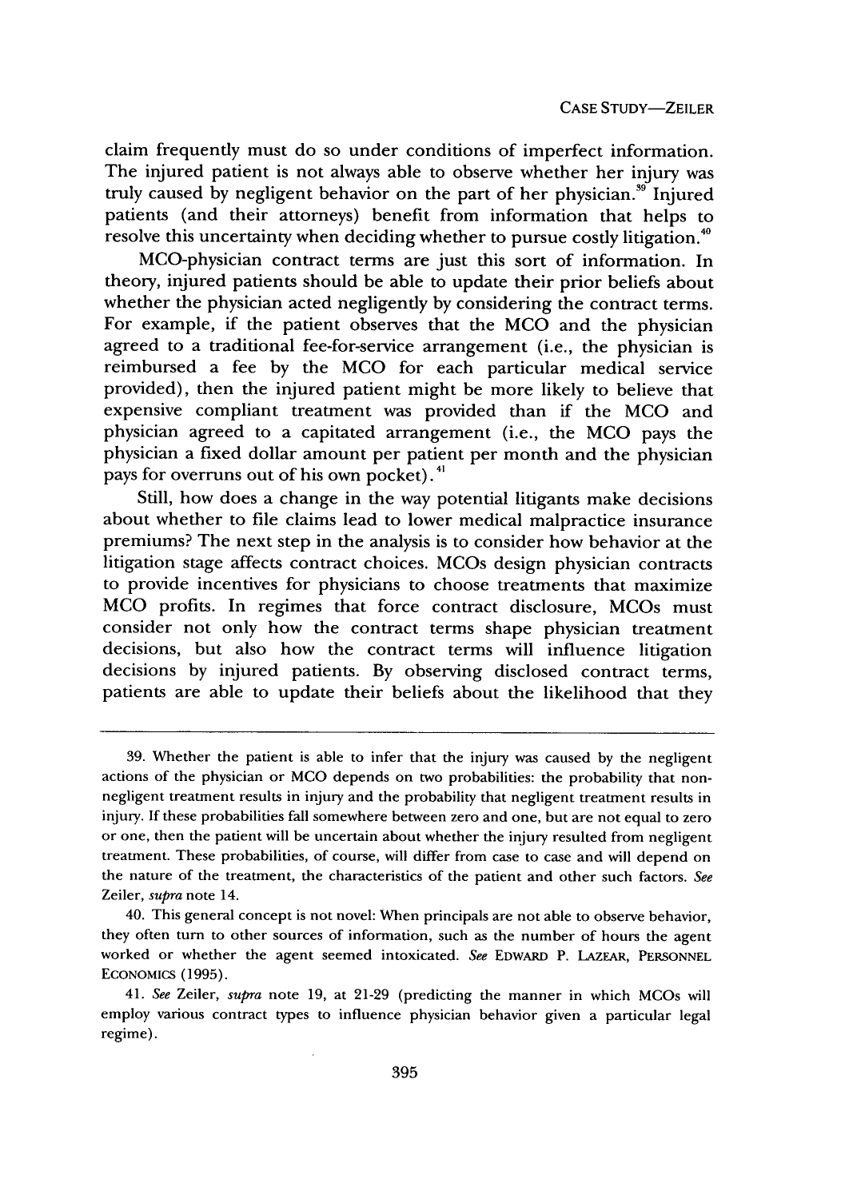claim frequently must do so under conditions of imperfect information. The injured patient is not always able to observe whether her injury was truly caused by negligent behavior on the part of her physician.[39] Injured patients (and their attorneys) benefit from information that helps to resolve this uncertainty when deciding whether to pursue costly litigation.[40]

MCO-physician contract terms are just this sort of information. In theory, injured patients should be able to update their prior beliefs about whether the physician acted negligently by considering the contract terms. For example, if the patient observes that the MCO and the physician agreed to a traditional fee-for-service arrangement (i.e., the physician is reimbursed a fee by the MCO for each particular medical service provided), then the injured patient might be more likely to believe that expensive compliant treatment was provided than if the MCO and physician agreed to a capitated arrangement (i.e., the MCO pays the physician a fixed dollar amount per patient per month and the physician pays for overruns out of his own pocket).[41]

Still, how does a change in the way potential litigants make decisions about whether to file claims lead to lower medical malpractice insurance premiums? The next step in the analysis is to consider how behavior at the litigation stage affects contract choices. MCOs design physician contracts to provide incentives for physicians to choose treatments that maximize MCO profits. In regimes that force contract disclosure, MCOs must consider not only how the contract terms shape physician treatment decisions, but also how the contract terms will influence litigation decisions by injured patients. By observing disclosed contract terms, patients are able to update their beliefs about the likelihood that they

---

39. Whether the patient is able to infer that the injury was caused by the negligent actions of the physician or MCO depends on two probabilities: the probability that non-negligent treatment results in injury and the probability that negligent treatment results in injury. If these probabilities fall somewhere between zero and one, but are not equal to zero or one, then the patient will be uncertain about whether the injury resulted from negligent treatment. These probabilities, of course, will differ from case to case and will depend on the nature of the treatment, the characteristics of the patient and other such factors. *See* Zeiler, *supra* note 14.

40. This general concept is not novel: When principals are not able to observe behavior, they often turn to other sources of information, such as the number of hours the agent worked or whether the agent seemed intoxicated. *See* EDWARD P. LAZEAR, PERSONNEL ECONOMICS (1995).

41. *See* Zeiler, *supra* note 19, at 21-29 (predicting the manner in which MCOs will employ various contract types to influence physician behavior given a particular legal regime).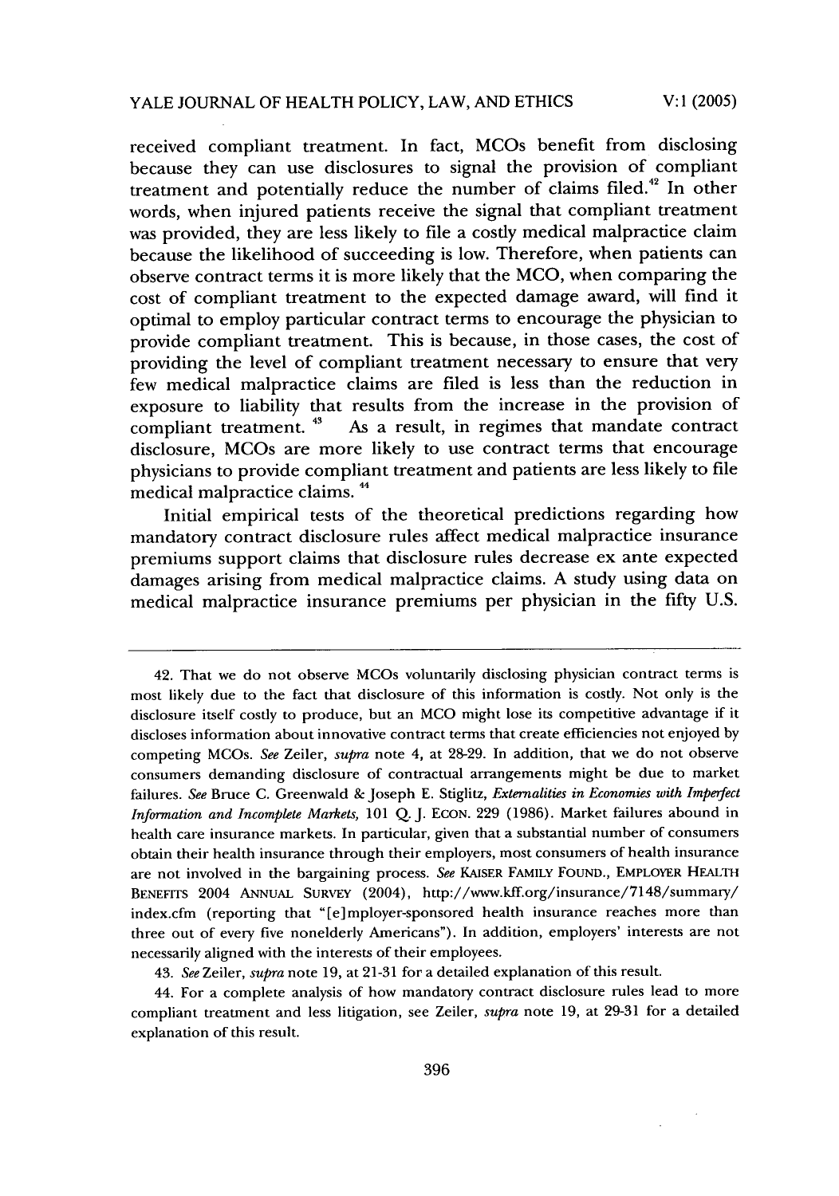received compliant treatment. In fact, MCOs benefit from disclosing because they can use disclosures to signal the provision of compliant treatment and potentially reduce the number of claims filed.[42] In other words, when injured patients receive the signal that compliant treatment was provided, they are less likely to file a costly medical malpractice claim because the likelihood of succeeding is low. Therefore, when patients can observe contract terms it is more likely that the MCO, when comparing the cost of compliant treatment to the expected damage award, will find it optimal to employ particular contract terms to encourage the physician to provide compliant treatment. This is because, in those cases, the cost of providing the level of compliant treatment necessary to ensure that very few medical malpractice claims are filed is less than the reduction in exposure to liability that results from the increase in the provision of compliant treatment.[43] As a result, in regimes that mandate contract disclosure, MCOs are more likely to use contract terms that encourage physicians to provide compliant treatment and patients are less likely to file medical malpractice claims.[44]

Initial empirical tests of the theoretical predictions regarding how mandatory contract disclosure rules affect medical malpractice insurance premiums support claims that disclosure rules decrease ex ante expected damages arising from medical malpractice claims. A study using data on medical malpractice insurance premiums per physician in the fifty U.S.

---

42. That we do not observe MCOs voluntarily disclosing physician contract terms is most likely due to the fact that disclosure of this information is costly. Not only is the disclosure itself costly to produce, but an MCO might lose its competitive advantage if it discloses information about innovative contract terms that create efficiencies not enjoyed by competing MCOs. *See* Zeiler, *supra* note 4, at 28-29. In addition, that we do not observe consumers demanding disclosure of contractual arrangements might be due to market failures. *See* Bruce C. Greenwald & Joseph E. Stiglitz, *Externalities in Economies with Imperfect Information and Incomplete Markets*, 101 Q. J. ECON. 229 (1986). Market failures abound in health care insurance markets. In particular, given that a substantial number of consumers obtain their health insurance through their employers, most consumers of health insurance are not involved in the bargaining process. *See* KAISER FAMILY FOUND., EMPLOYER HEALTH BENEFITS 2004 ANNUAL SURVEY (2004), http://www.kff.org/insurance/7148/summary/index.cfm (reporting that "[e]mployer-sponsored health insurance reaches more than three out of every five nonelderly Americans"). In addition, employers' interests are not necessarily aligned with the interests of their employees.

43. *See* Zeiler, *supra* note 19, at 21-31 for a detailed explanation of this result.

44. For a complete analysis of how mandatory contract disclosure rules lead to more compliant treatment and less litigation, see Zeiler, *supra* note 19, at 29-31 for a detailed explanation of this result.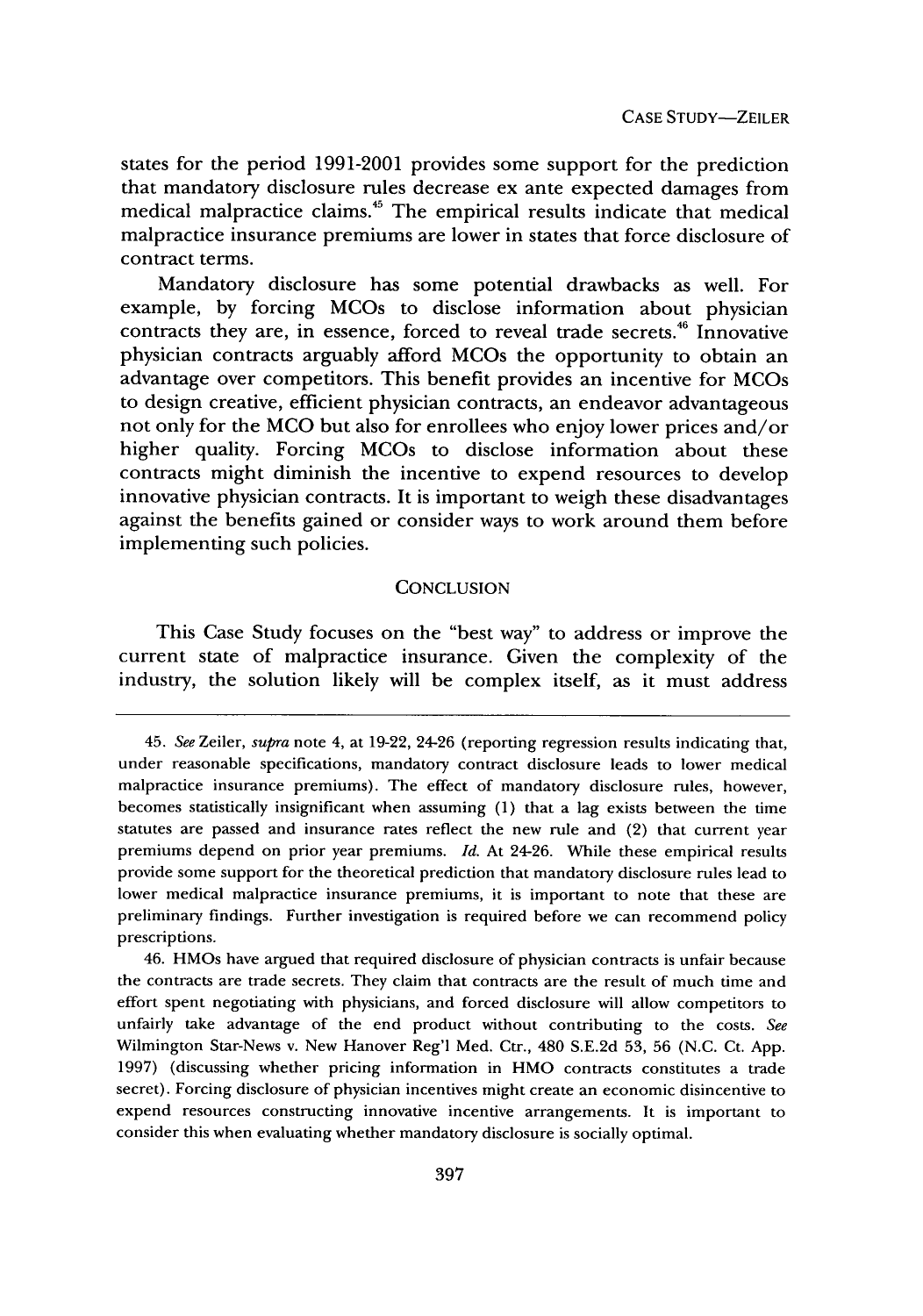states for the period 1991-2001 provides some support for the prediction that mandatory disclosure rules decrease ex ante expected damages from medical malpractice claims.[45] The empirical results indicate that medical malpractice insurance premiums are lower in states that force disclosure of contract terms.

Mandatory disclosure has some potential drawbacks as well. For example, by forcing MCOs to disclose information about physician contracts they are, in essence, forced to reveal trade secrets.[46] Innovative physician contracts arguably afford MCOs the opportunity to obtain an advantage over competitors. This benefit provides an incentive for MCOs to design creative, efficient physician contracts, an endeavor advantageous not only for the MCO but also for enrollees who enjoy lower prices and/or higher quality. Forcing MCOs to disclose information about these contracts might diminish the incentive to expend resources to develop innovative physician contracts. It is important to weigh these disadvantages against the benefits gained or consider ways to work around them before implementing such policies.

## CONCLUSION

This Case Study focuses on the "best way" to address or improve the current state of malpractice insurance. Given the complexity of the industry, the solution likely will be complex itself, as it must address

---

45. *See* Zeiler, *supra* note 4, at 19-22, 24-26 (reporting regression results indicating that, under reasonable specifications, mandatory contract disclosure leads to lower medical malpractice insurance premiums). The effect of mandatory disclosure rules, however, becomes statistically insignificant when assuming (1) that a lag exists between the time statutes are passed and insurance rates reflect the new rule and (2) that current year premiums depend on prior year premiums. *Id.* At 24-26. While these empirical results provide some support for the theoretical prediction that mandatory disclosure rules lead to lower medical malpractice insurance premiums, it is important to note that these are preliminary findings. Further investigation is required before we can recommend policy prescriptions.

46. HMOs have argued that required disclosure of physician contracts is unfair because the contracts are trade secrets. They claim that contracts are the result of much time and effort spent negotiating with physicians, and forced disclosure will allow competitors to unfairly take advantage of the end product without contributing to the costs. *See* Wilmington Star-News v. New Hanover Reg'l Med. Ctr., 480 S.E.2d 53, 56 (N.C. Ct. App. 1997) (discussing whether pricing information in HMO contracts constitutes a trade secret). Forcing disclosure of physician incentives might create an economic disincentive to expend resources constructing innovative incentive arrangements. It is important to consider this when evaluating whether mandatory disclosure is socially optimal.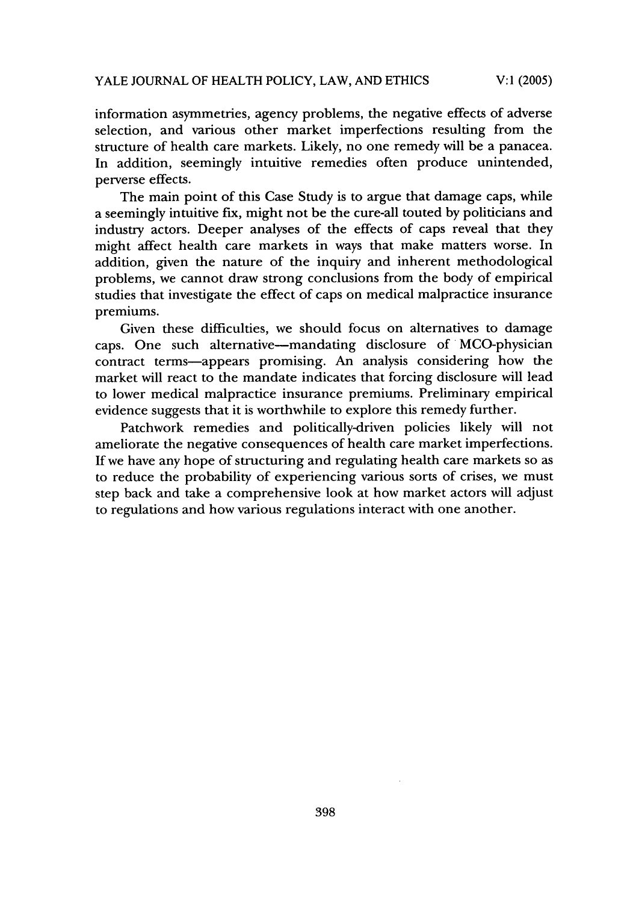information asymmetries, agency problems, the negative effects of adverse selection, and various other market imperfections resulting from the structure of health care markets. Likely, no one remedy will be a panacea. In addition, seemingly intuitive remedies often produce unintended, perverse effects.

The main point of this Case Study is to argue that damage caps, while a seemingly intuitive fix, might not be the cure-all touted by politicians and industry actors. Deeper analyses of the effects of caps reveal that they might affect health care markets in ways that make matters worse. In addition, given the nature of the inquiry and inherent methodological problems, we cannot draw strong conclusions from the body of empirical studies that investigate the effect of caps on medical malpractice insurance premiums.

Given these difficulties, we should focus on alternatives to damage caps. One such alternative—mandating disclosure of MCO-physician contract terms—appears promising. An analysis considering how the market will react to the mandate indicates that forcing disclosure will lead to lower medical malpractice insurance premiums. Preliminary empirical evidence suggests that it is worthwhile to explore this remedy further.

Patchwork remedies and politically-driven policies likely will not ameliorate the negative consequences of health care market imperfections. If we have any hope of structuring and regulating health care markets so as to reduce the probability of experiencing various sorts of crises, we must step back and take a comprehensive look at how market actors will adjust to regulations and how various regulations interact with one another.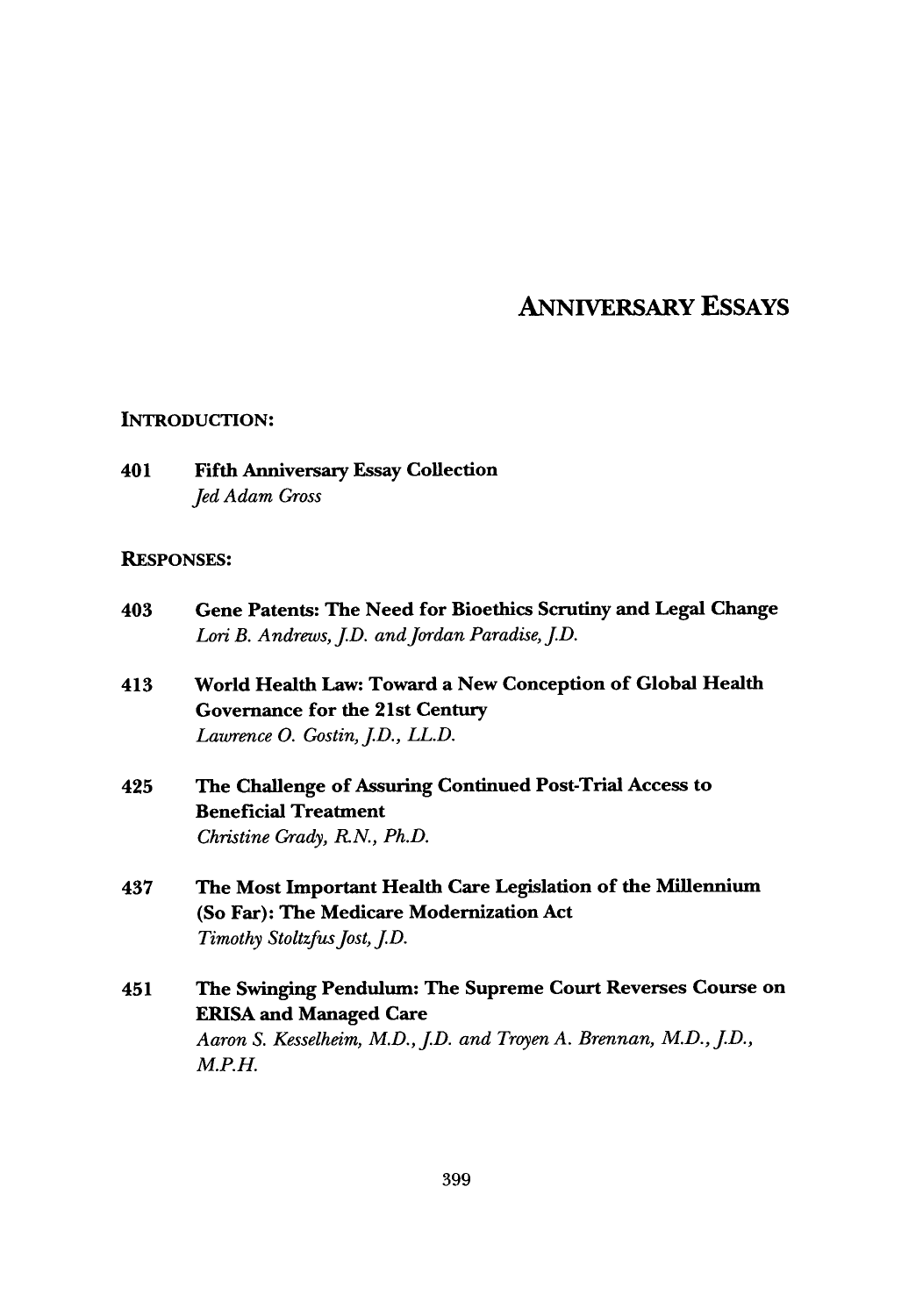# ANNIVERSARY ESSAYS

## INTRODUCTION:

401 **Fifth Anniversary Essay Collection**
*Jed Adam Gross*

## RESPONSES:

403 **Gene Patents: The Need for Bioethics Scrutiny and Legal Change**
*Lori B. Andrews, J.D. and Jordan Paradise, J.D.*

413 **World Health Law: Toward a New Conception of Global Health Governance for the 21st Century**
*Lawrence O. Gostin, J.D., LL.D.*

425 **The Challenge of Assuring Continued Post-Trial Access to Beneficial Treatment**
*Christine Grady, R.N., Ph.D.*

437 **The Most Important Health Care Legislation of the Millennium (So Far): The Medicare Modernization Act**
*Timothy Stoltzfus Jost, J.D.*

451 **The Swinging Pendulum: The Supreme Court Reverses Course on ERISA and Managed Care**
*Aaron S. Kesselheim, M.D., J.D. and Troyen A. Brennan, M.D., J.D., M.P.H.*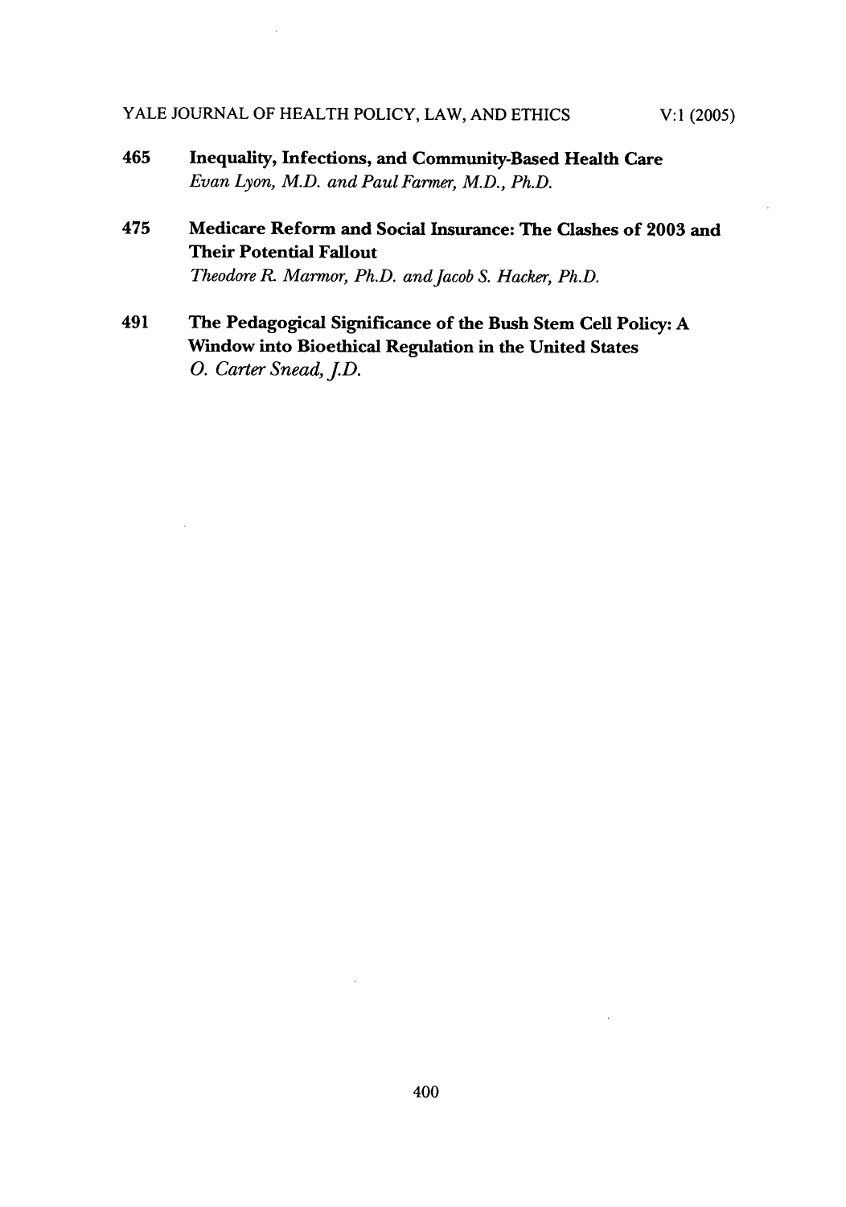465 **Inequality, Infections, and Community-Based Health Care**
*Evan Lyon, M.D. and Paul Farmer, M.D., Ph.D.*

475 **Medicare Reform and Social Insurance: The Clashes of 2003 and Their Potential Fallout**
*Theodore R. Marmor, Ph.D. and Jacob S. Hacker, Ph.D.*

491 **The Pedagogical Significance of the Bush Stem Cell Policy: A Window into Bioethical Regulation in the United States**
*O. Carter Snead, J.D.*